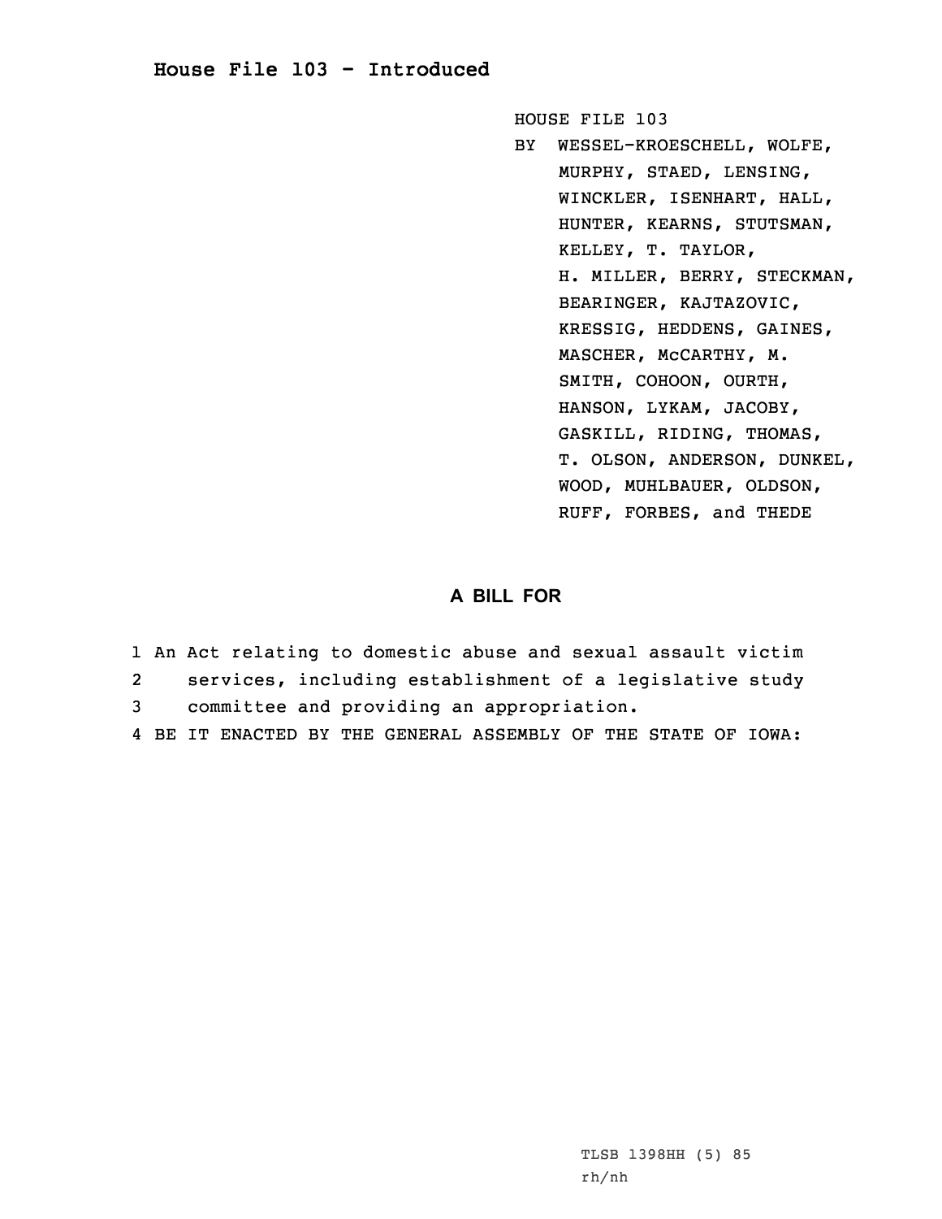# House File 103 - Introduced

HOUSE FILE 103
BY WESSEL-KROESCHELL, WOLFE, MURPHY, STAED, LENSING, WINCKLER, ISENHART, HALL, HUNTER, KEARNS, STUTSMAN, KELLEY, T. TAYLOR, H. MILLER, BERRY, STECKMAN, BEARINGER, KAJTAZOVIC, KRESSIG, HEDDENS, GAINES, MASCHER, McCARTHY, M. SMITH, COHOON, OURTH, HANSON, LYKAM, JACOBY, GASKILL, RIDING, THOMAS, T. OLSON, ANDERSON, DUNKEL, WOOD, MUHLBAUER, OLDSON, RUFF, FORBES, and THEDE

## A BILL FOR

1 An Act relating to domestic abuse and sexual assault victim
2 services, including establishment of a legislative study
3 committee and providing an appropriation.
4 BE IT ENACTED BY THE GENERAL ASSEMBLY OF THE STATE OF IOWA:

TLSB 1398HH (5) 85
rh/nh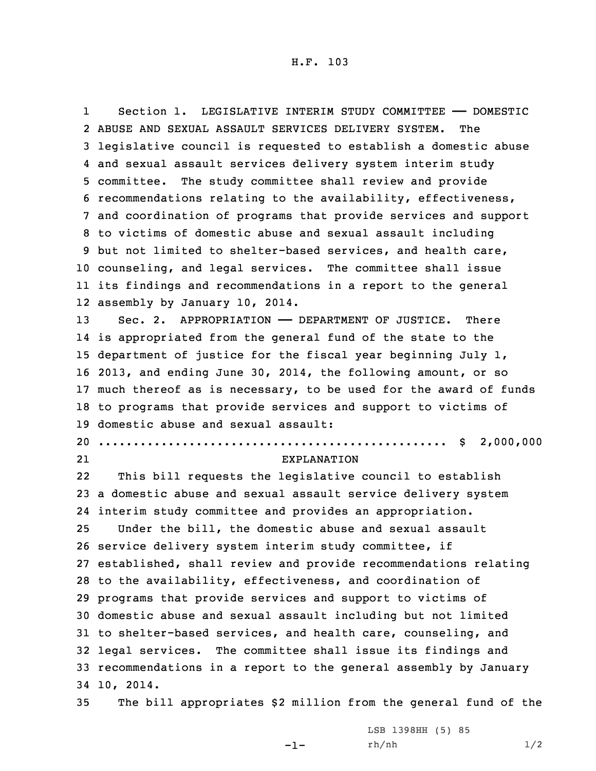H.F. 103

Section 1. LEGISLATIVE INTERIM STUDY COMMITTEE —— DOMESTIC ABUSE AND SEXUAL ASSAULT SERVICES DELIVERY SYSTEM. The legislative council is requested to establish a domestic abuse and sexual assault services delivery system interim study committee. The study committee shall review and provide recommendations relating to the availability, effectiveness, and coordination of programs that provide services and support to victims of domestic abuse and sexual assault including but not limited to shelter-based services, and health care, counseling, and legal services. The committee shall issue its findings and recommendations in a report to the general assembly by January 10, 2014.

Sec. 2. APPROPRIATION —— DEPARTMENT OF JUSTICE. There is appropriated from the general fund of the state to the department of justice for the fiscal year beginning July 1, 2013, and ending June 30, 2014, the following amount, or so much thereof as is necessary, to be used for the award of funds to programs that provide services and support to victims of domestic abuse and sexual assault:

.................................................. $ 2,000,000

EXPLANATION

This bill requests the legislative council to establish a domestic abuse and sexual assault service delivery system interim study committee and provides an appropriation.

Under the bill, the domestic abuse and sexual assault service delivery system interim study committee, if established, shall review and provide recommendations relating to the availability, effectiveness, and coordination of programs that provide services and support to victims of domestic abuse and sexual assault including but not limited to shelter-based services, and health care, counseling, and legal services. The committee shall issue its findings and recommendations in a report to the general assembly by January 10, 2014.

The bill appropriates $2 million from the general fund of the

LSB 1398HH (5) 85
rh/nh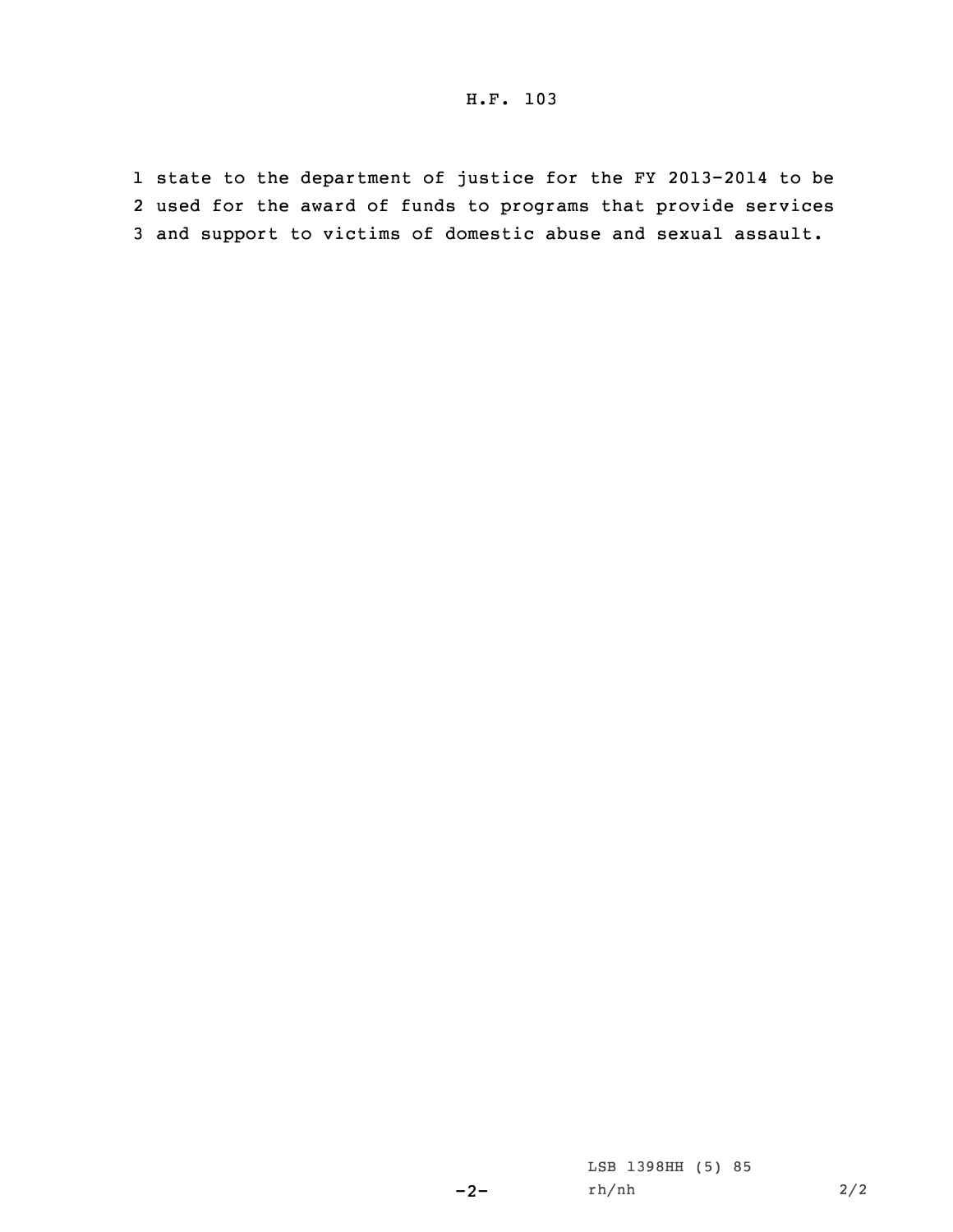state to the department of justice for the FY 2013-2014 to be used for the award of funds to programs that provide services and support to victims of domestic abuse and sexual assault.

LSB 1398HH (5) 85
rh/nh